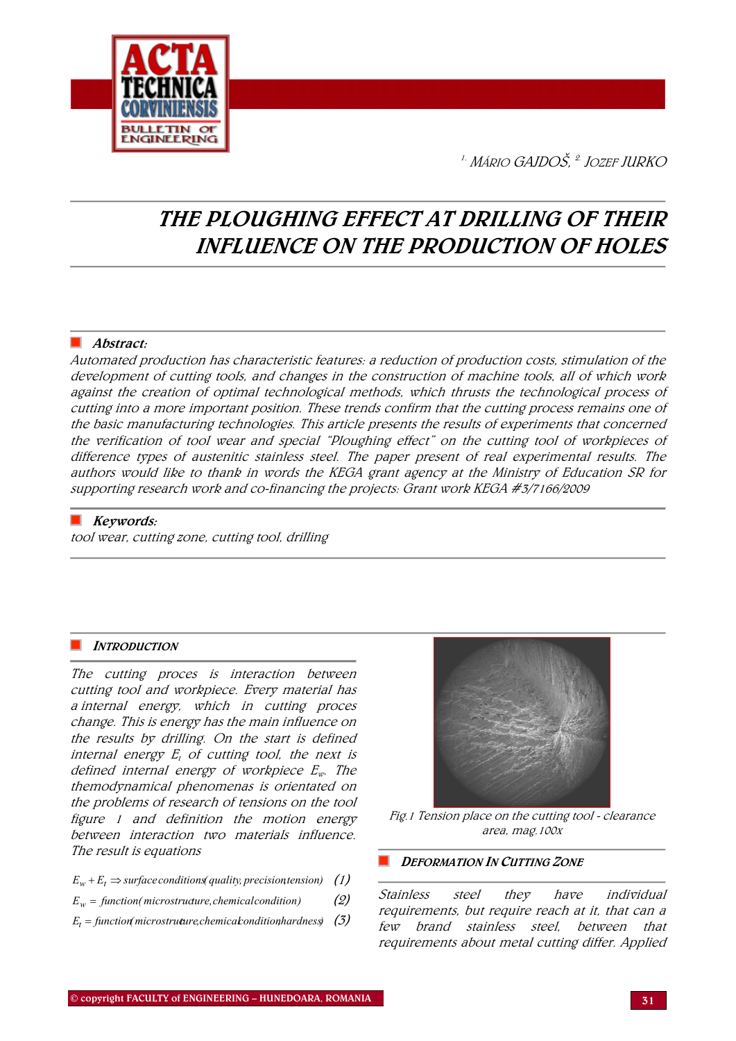[1.] MÁRIO GAJDOŠ, [2.] JOZEF JURKO

# THE PLOUGHING EFFECT AT DRILLING OF THEIR INFLUENCE ON THE PRODUCTION OF HOLES

**Abstract:**

*Automated production has characteristic features: a reduction of production costs, stimulation of the development of cutting tools, and changes in the construction of machine tools, all of which work against the creation of optimal technological methods, which thrusts the technological process of cutting into a more important position. These trends confirm that the cutting process remains one of the basic manufacturing technologies. This article presents the results of experiments that concerned the verification of tool wear and special "Ploughing effect" on the cutting tool of workpieces of difference types of austenitic stainless steel. The paper present of real experimental results. The authors would like to thank in words the KEGA grant agency at the Ministry of Education SR for supporting research work and co-financing the projects: Grant work KEGA #3/7166/2009*

**Keywords:**

*tool wear, cutting zone, cutting tool, drilling*

## INTRODUCTION

The cutting proces is interaction between cutting tool and workpiece. Every material has a internal energy, which in cutting proces change. This is energy has the main influence on the results by drilling. On the start is defined internal energy $E_t$ of cutting tool, the next is defined internal energy of workpiece $E_w$. The themodynamical phenomenas is orientated on the problems of research of tensions on the tool figure 1 and definition the motion energy between interaction two materials influence. The result is equations

$$E_w + E_t \Rightarrow surface\,conditions(quality, precision, tension) \quad (1)$$

$$E_w = function(microstructure, chemical\,condition) \quad (2)$$

$$E_t = function(microstructure, chemical\,condition, hardness) \quad (3)$$

Fig.1 Tension place on the cutting tool - clearance area, mag.100x

## DEFORMATION IN CUTTING ZONE

Stainless steel they have individual requirements, but require reach at it, that can a few brand stainless steel, between that requirements about metal cutting differ. Applied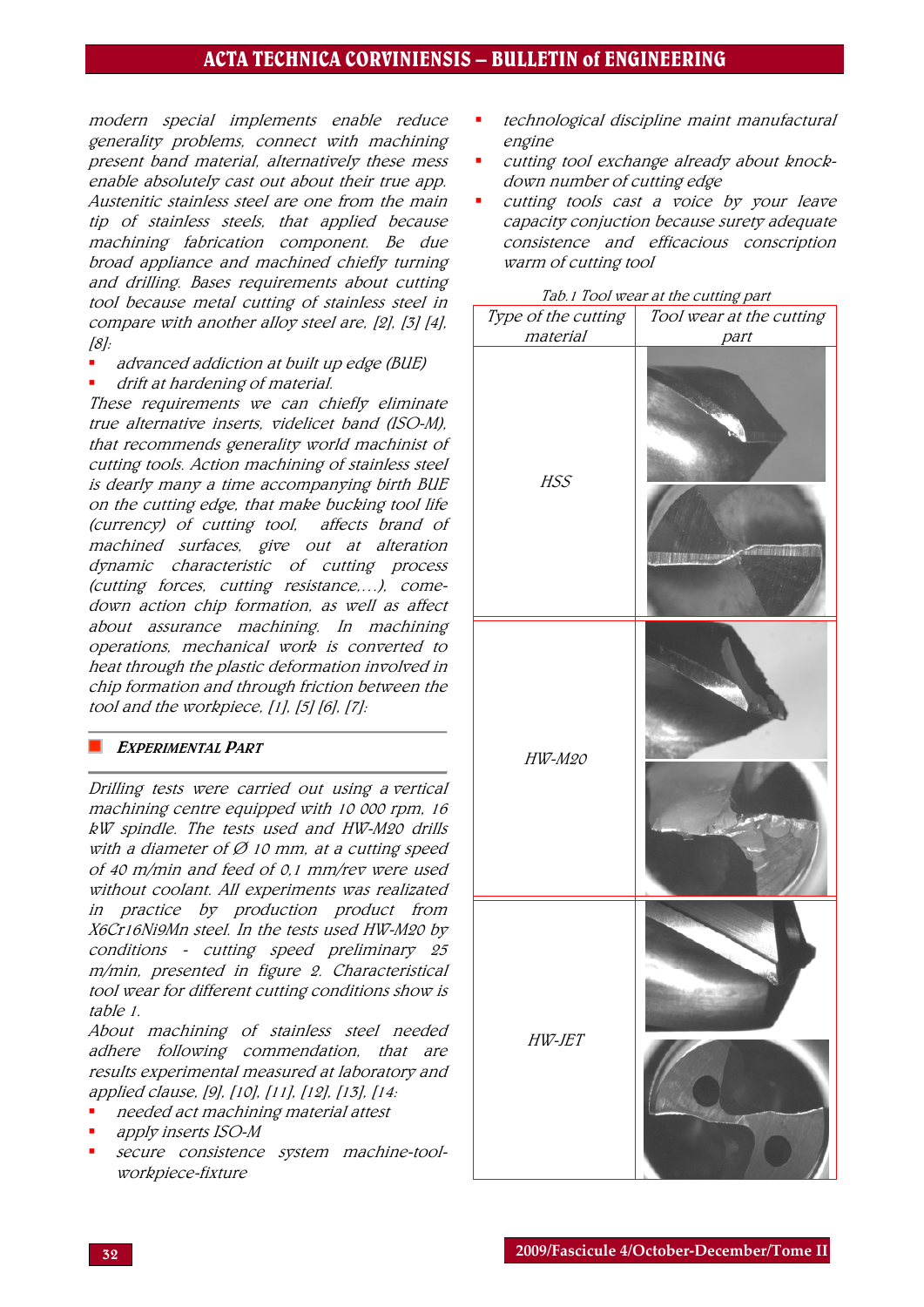modern special implements enable reduce generality problems, connect with machining present band material, alternatively these mess enable absolutely cast out about their true app. Austenitic stainless steel are one from the main tip of stainless steels, that applied because machining fabrication component. Be due broad appliance and machined chiefly turning and drilling. Bases requirements about cutting tool because metal cutting of stainless steel in compare with another alloy steel are, [2], [3] [4], [8]:

- advanced addiction at built up edge (BUE)
- drift at hardening of material.

These requirements we can chiefly eliminate true alternative inserts, videlicet band (ISO-M), that recommends generality world machinist of cutting tools. Action machining of stainless steel is dearly many a time accompanying birth BUE on the cutting edge, that make bucking tool life (currency) of cutting tool, affects brand of machined surfaces, give out at alteration dynamic characteristic of cutting process (cutting forces, cutting resistance,...), come-down action chip formation, as well as affect about assurance machining. In machining operations, mechanical work is converted to heat through the plastic deformation involved in chip formation and through friction between the tool and the workpiece, [1], [5] [6], [7]:

## EXPERIMENTAL PART

Drilling tests were carried out using a vertical machining centre equipped with 10 000 rpm, 16 kW spindle. The tests used and HW-M20 drills with a diameter of Ø 10 mm, at a cutting speed of 40 m/min and feed of 0,1 mm/rev were used without coolant. All experiments was realizated in practice by production product from X6Cr16Ni9Mn steel. In the tests used HW-M20 by conditions - cutting speed preliminary 25 m/min, presented in figure 2. Characteristical tool wear for different cutting conditions show is table 1.

About machining of stainless steel needed adhere following commendation, that are results experimental measured at laboratory and applied clause, [9], [10], [11], [12], [13], [14:

- needed act machining material attest
- apply inserts ISO-M
- secure consistence system machine-tool-workpiece-fixture
- technological discipline maint manufactural engine
- cutting tool exchange already about knock-down number of cutting edge
- cutting tools cast a voice by your leave capacity conjuction because surety adequate consistence and efficacious conscription warm of cutting tool

Tab.1 Tool wear at the cutting part

| Type of the cutting material | Tool wear at the cutting part |
|---|---|
| HSS | |
| HW-M20 | |
| HW-JET | |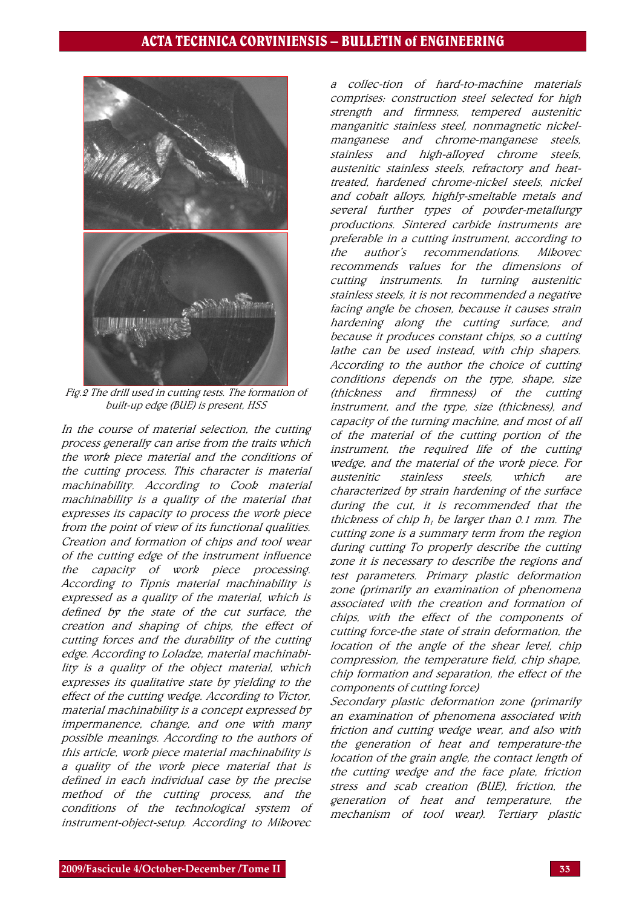*Fig.2 The drill used in cutting tests. The formation of built-up edge (BUE) is present, HSS*

*In the course of material selection, the cutting process generally can arise from the traits which the work piece material and the conditions of the cutting process. This character is material machinability. According to Cook material machinability is a quality of the material that expresses its capacity to process the work piece from the point of view of its functional qualities. Creation and formation of chips and tool wear of the cutting edge of the instrument influence the capacity of work piece processing. According to Tipnis material machinability is expressed as a quality of the material, which is defined by the state of the cut surface, the creation and shaping of chips, the effect of cutting forces and the durability of the cutting edge. According to Loladze, material machinability is a quality of the object material, which expresses its qualitative state by yielding to the effect of the cutting wedge. According to Victor, material machinability is a concept expressed by impermanence, change, and one with many possible meanings. According to the authors of this article, work piece material machinability is a quality of the work piece material that is defined in each individual case by the precise method of the cutting process, and the conditions of the technological system of instrument-object-setup. According to Mikovec a collec-tion of hard-to-machine materials comprises: construction steel selected for high strength and firmness, tempered austenitic manganitic stainless steel, nonmagnetic nickel-manganese and chrome-manganese steels, stainless and high-alloyed chrome steels, austenitic stainless steels, refractory and heat-treated, hardened chrome-nickel steels, nickel and cobalt alloys, highly-smeltable metals and several further types of powder-metallurgy productions. Sintered carbide instruments are preferable in a cutting instrument, according to the author's recommendations. Mikovec recommends values for the dimensions of cutting instruments. In turning austenitic stainless steels, it is not recommended a negative facing angle be chosen, because it causes strain hardening along the cutting surface, and because it produces constant chips, so a cutting lathe can be used instead, with chip shapers. According to the author the choice of cutting conditions depends on the type, shape, size (thickness and firmness) of the cutting instrument, and the type, size (thickness), and capacity of the turning machine, and most of all of the material of the cutting portion of the instrument, the required life of the cutting wedge, and the material of the work piece. For austenitic stainless steels, which are characterized by strain hardening of the surface during the cut, it is recommended that the thickness of chip $h_1$ be larger than 0.1 mm. The cutting zone is a summary term from the region during cutting To properly describe the cutting zone it is necessary to describe the regions and test parameters. Primary plastic deformation zone (primarily an examination of phenomena associated with the creation and formation of chips, with the effect of the components of cutting force-the state of strain deformation, the location of the angle of the shear level, chip compression, the temperature field, chip shape, chip formation and separation, the effect of the components of cutting force)*

*Secondary plastic deformation zone (primarily an examination of phenomena associated with friction and cutting wedge wear, and also with the generation of heat and temperature-the location of the grain angle, the contact length of the cutting wedge and the face plate, friction stress and scab creation (BUE), friction, the generation of heat and temperature, the mechanism of tool wear). Tertiary plastic*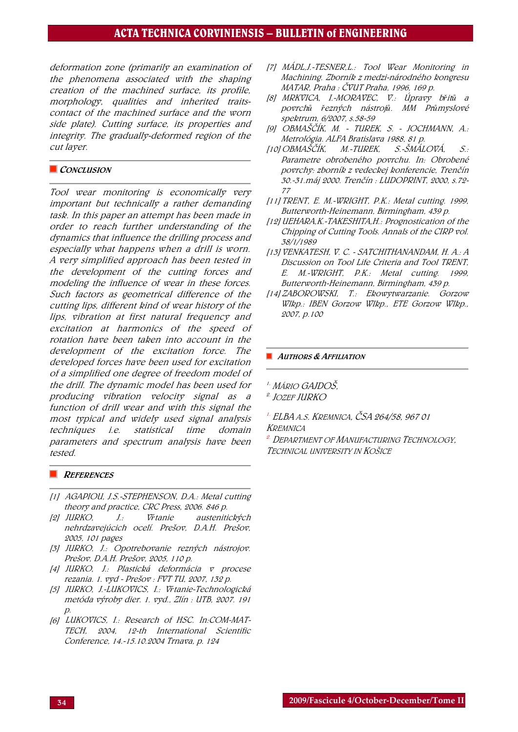*deformation zone (primarily an examination of the phenomena associated with the shaping creation of the machined surface, its profile, morphology, qualities and inherited traits-contact of the machined surface and the worn side plate). Cutting surface, its properties and integrity. The gradually-deformed region of the cut layer.*

## CONCLUSION

*Tool wear monitoring is economically very important but technically a rather demanding task. In this paper an attempt has been made in order to reach further understanding of the dynamics that influence the drilling process and especially what happens when a drill is worn. A very simplified approach has been tested in the development of the cutting forces and modeling the influence of wear in these forces. Such factors as geometrical difference of the cutting lips, different kind of wear history of the lips, vibration at first natural frequency and excitation at harmonics of the speed of rotation have been taken into account in the development of the excitation force. The developed forces have been used for excitation of a simplified one degree of freedom model of the drill. The dynamic model has been used for producing vibration velocity signal as a function of drill wear and with this signal the most typical and widely used signal analysis techniques i.e. statistical time domain parameters and spectrum analysis have been tested.*

## REFERENCES

*[1] AGAPIOU, J.S.-STEPHENSON, D.A.: Metal cutting theory and practice, CRC Press, 2006. 846 p.*
*[2] JURKO, J.: Vŕtanie austenitických nehrdzavejúcich ocelí. Prešov, D.A.H. Prešov, 2005, 101 pages*
*[3] JURKO, J.: Opotrebovanie rezných nástrojov. Prešov, D.A.H. Prešov, 2005, 110 p.*
*[4] JURKO, J.: Plastická deformácia v procese rezania. 1. vyd - Prešov : FVT TU, 2007, 132 p.*
*[5] JURKO, J.-LUKOVICS, I.: Vŕtanie-Technologická metóda výroby dier. 1. vyd., Zlín : UTB, 2007. 191 p.*
*[6] LUKOVICS, I.: Research of HSC. In:COM-MAT-TECH, 2004, 12-th International Scientific Conference, 14.-15.10.2004 Trnava, p. 124*
*[7] MÁDL,J.-TESNER,L.: Tool Wear Monitoring in Machining. Zborník z medzi-národného kongresu MATAR, Praha : ČVUT Praha, 1996, 169 p.*
*[8] MRKVICA, I.-MORAVEC, V.: Úpravy břitů a povrchů řezných nástrojů. MM Průmyslové spektrum, 6/2007, s.58-59*
*[9] OBMAŠČÍK, M. - TUREK, S. - JOCHMANN, A.: Metrológia. ALFA Bratislava 1988, 81 p.*
*[10] OBMAŠČÍK, M.-TUREK, S.-ŠMÁLOVÁ, S.: Parametre obrobeného povrchu. In: Obrobené povrchy: zborník z vedeckej konferencie, Trenčín 30.-31.máj 2000. Trenčín : LUDOPRINT, 2000, s.72-77*
*[11] TRENT, E. M.-WRIGHT, P.K.: Metal cutting. 1999, Butterworth-Heinemann, Birmingham, 439 p.*
*[12] UEHARA,K.-TAKESHITA,H.: Prognostication of the Chipping of Cutting Tools. Annals of the CIRP vol. 38/1/1989*
*[13] VENKATESH, V. C. - SATCHITHANANDAM, H. A.: A Discussion on Tool Life Criteria and Tool TRENT, E. M.-WRIGHT, P.K.: Metal cutting. 1999, Butterworth-Heinemann, Birmingham, 439 p.*
*[14] ZABOROWSKI, T.: Ekowytwarzanie. Gorzow Wlkp.: IBEN Gorzow Wlkp., ETE Gorzow Wlkp., 2007, p.100*

## AUTHORS & AFFILIATION

[1] *MÁRIO GAJDOŠ,*
[2] *JOZEF JURKO*

[1] *ELBA A.S. KREMNICA, ČSA 264/58, 967 01 KREMNICA*
[2] *DEPARTMENT OF MANUFACTURING TECHNOLOGY, TECHNICAL UNIVERSITY IN KOŠICE*